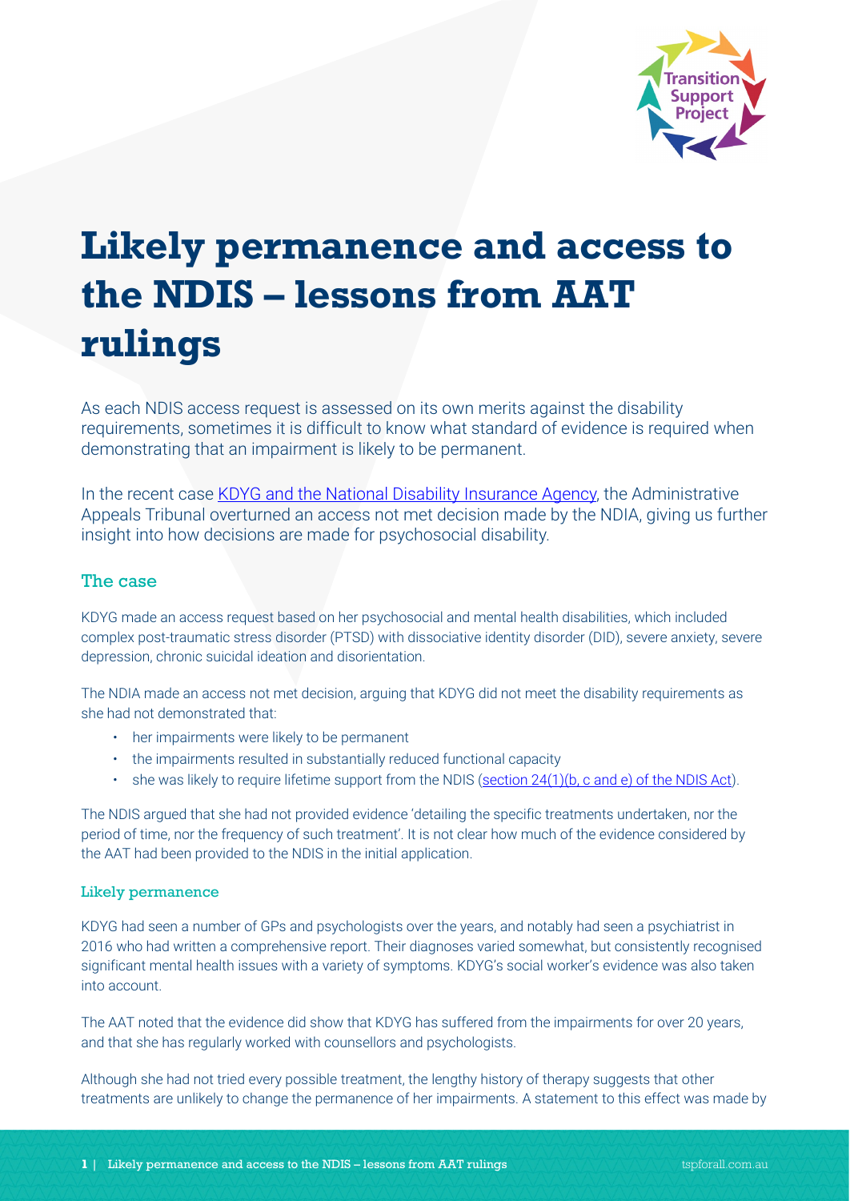# Likely permanence and access to the NDIS – lessons from AAT rulings

As each NDIS access request is assessed on its own merits against the disability requirements, sometimes it is difficult to know what standard of evidence is required when demonstrating that an impairment is likely to be permanent.

In the recent case [KDYG and the National Disability Insurance Agency](), the Administrative Appeals Tribunal overturned an access not met decision made by the NDIA, giving us further insight into how decisions are made for psychosocial disability.

## The case

KDYG made an access request based on her psychosocial and mental health disabilities, which included complex post-traumatic stress disorder (PTSD) with dissociative identity disorder (DID), severe anxiety, severe depression, chronic suicidal ideation and disorientation.

The NDIA made an access not met decision, arguing that KDYG did not meet the disability requirements as she had not demonstrated that:

- her impairments were likely to be permanent
- the impairments resulted in substantially reduced functional capacity
- she was likely to require lifetime support from the NDIS ([section 24(1)(b, c and e) of the NDIS Act]()).

The NDIS argued that she had not provided evidence 'detailing the specific treatments undertaken, nor the period of time, nor the frequency of such treatment'. It is not clear how much of the evidence considered by the AAT had been provided to the NDIS in the initial application.

### Likely permanence

KDYG had seen a number of GPs and psychologists over the years, and notably had seen a psychiatrist in 2016 who had written a comprehensive report. Their diagnoses varied somewhat, but consistently recognised significant mental health issues with a variety of symptoms. KDYG's social worker's evidence was also taken into account.

The AAT noted that the evidence did show that KDYG has suffered from the impairments for over 20 years, and that she has regularly worked with counsellors and psychologists.

Although she had not tried every possible treatment, the lengthy history of therapy suggests that other treatments are unlikely to change the permanence of her impairments. A statement to this effect was made by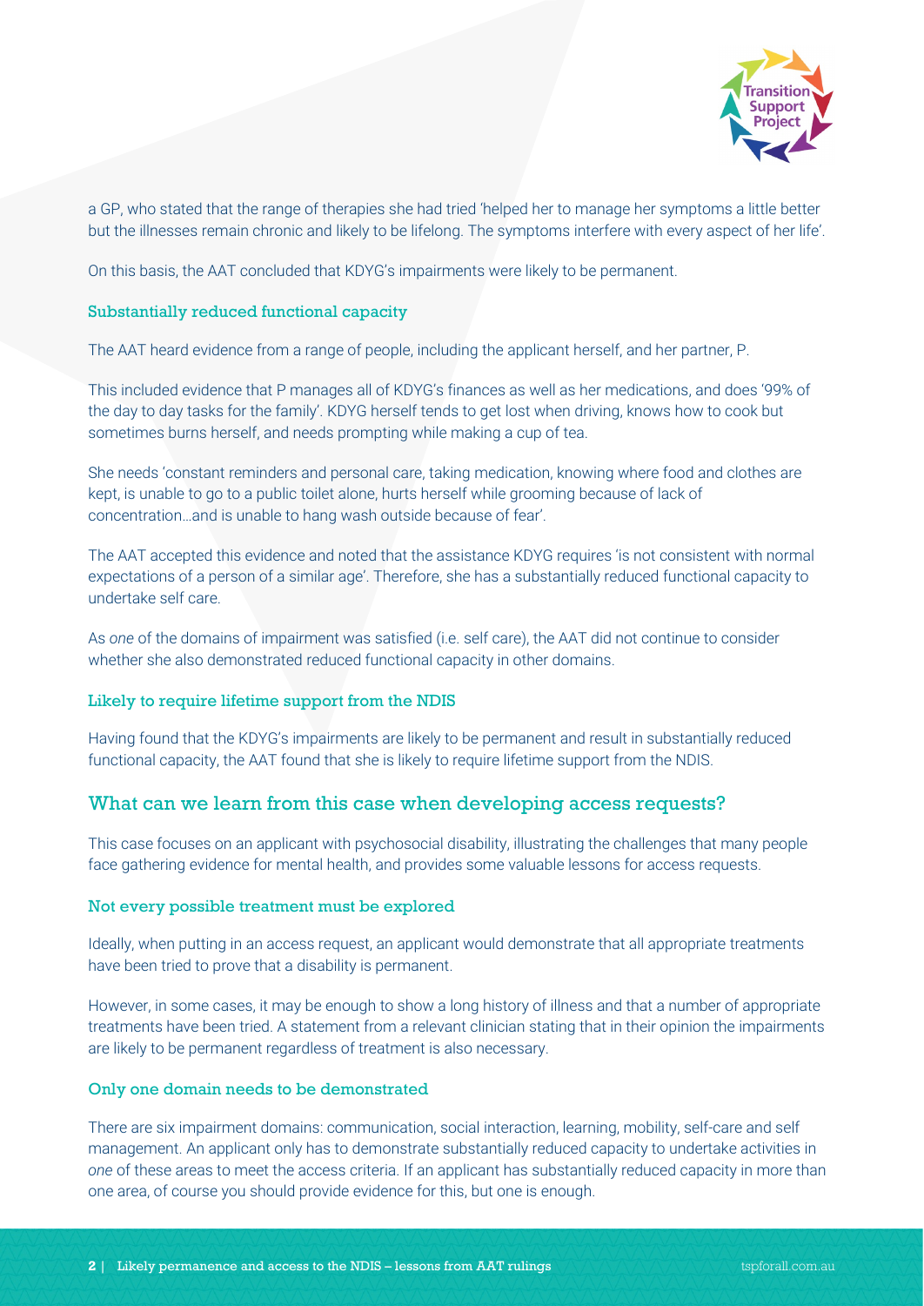a GP, who stated that the range of therapies she had tried 'helped her to manage her symptoms a little better but the illnesses remain chronic and likely to be lifelong. The symptoms interfere with every aspect of her life'.

On this basis, the AAT concluded that KDYG's impairments were likely to be permanent.

### Substantially reduced functional capacity

The AAT heard evidence from a range of people, including the applicant herself, and her partner, P.

This included evidence that P manages all of KDYG's finances as well as her medications, and does '99% of the day to day tasks for the family'. KDYG herself tends to get lost when driving, knows how to cook but sometimes burns herself, and needs prompting while making a cup of tea.

She needs 'constant reminders and personal care, taking medication, knowing where food and clothes are kept, is unable to go to a public toilet alone, hurts herself while grooming because of lack of concentration…and is unable to hang wash outside because of fear'.

The AAT accepted this evidence and noted that the assistance KDYG requires 'is not consistent with normal expectations of a person of a similar age'. Therefore, she has a substantially reduced functional capacity to undertake self care.

As *one* of the domains of impairment was satisfied (i.e. self care), the AAT did not continue to consider whether she also demonstrated reduced functional capacity in other domains.

### Likely to require lifetime support from the NDIS

Having found that the KDYG's impairments are likely to be permanent and result in substantially reduced functional capacity, the AAT found that she is likely to require lifetime support from the NDIS.

## What can we learn from this case when developing access requests?

This case focuses on an applicant with psychosocial disability, illustrating the challenges that many people face gathering evidence for mental health, and provides some valuable lessons for access requests.

### Not every possible treatment must be explored

Ideally, when putting in an access request, an applicant would demonstrate that all appropriate treatments have been tried to prove that a disability is permanent.

However, in some cases, it may be enough to show a long history of illness and that a number of appropriate treatments have been tried. A statement from a relevant clinician stating that in their opinion the impairments are likely to be permanent regardless of treatment is also necessary.

### Only one domain needs to be demonstrated

There are six impairment domains: communication, social interaction, learning, mobility, self-care and self management. An applicant only has to demonstrate substantially reduced capacity to undertake activities in *one* of these areas to meet the access criteria. If an applicant has substantially reduced capacity in more than one area, of course you should provide evidence for this, but one is enough.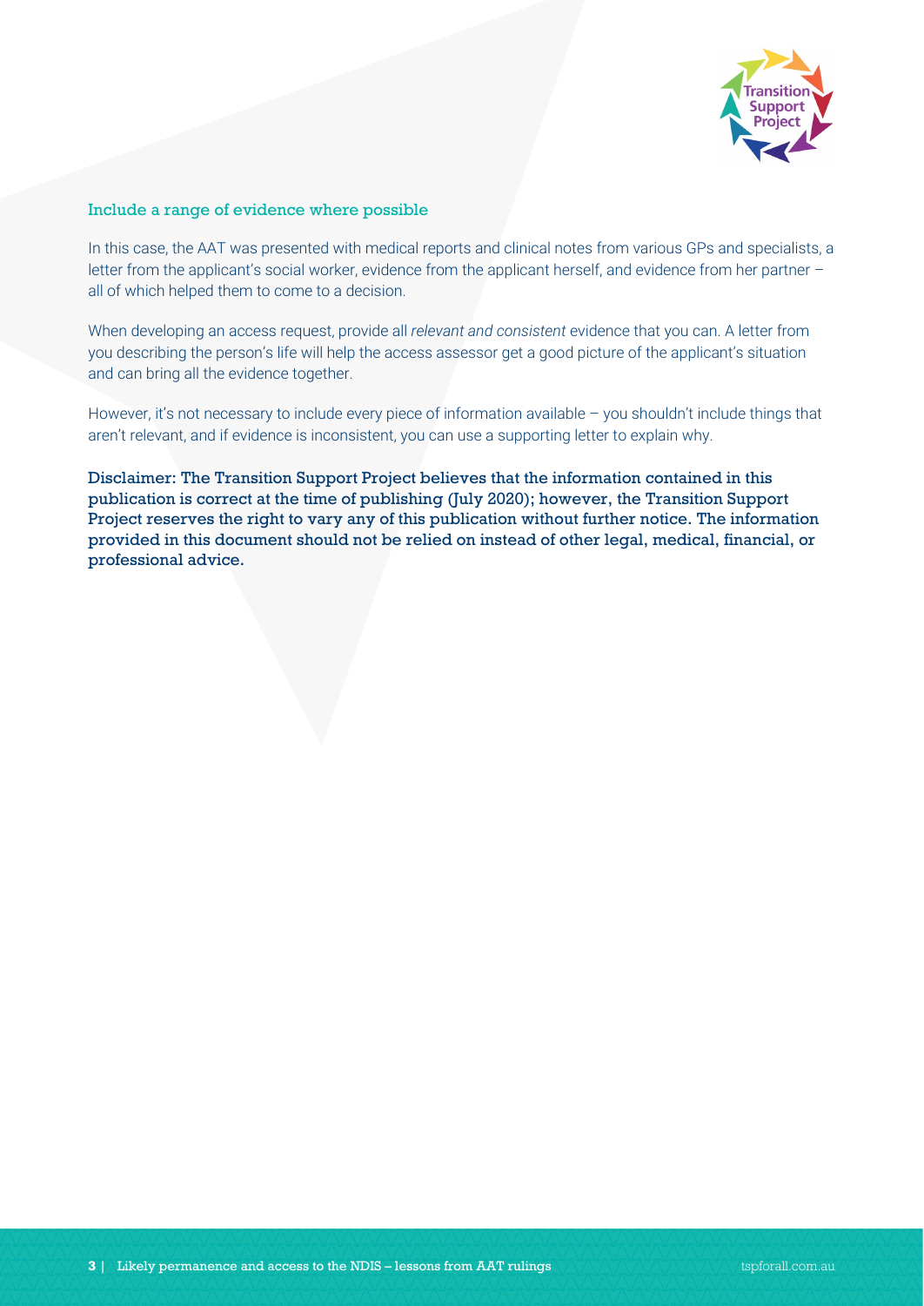### Include a range of evidence where possible

In this case, the AAT was presented with medical reports and clinical notes from various GPs and specialists, a letter from the applicant's social worker, evidence from the applicant herself, and evidence from her partner – all of which helped them to come to a decision.

When developing an access request, provide all *relevant and consistent* evidence that you can. A letter from you describing the person's life will help the access assessor get a good picture of the applicant's situation and can bring all the evidence together.

However, it's not necessary to include every piece of information available – you shouldn't include things that aren't relevant, and if evidence is inconsistent, you can use a supporting letter to explain why.

**Disclaimer: The Transition Support Project believes that the information contained in this publication is correct at the time of publishing (July 2020); however, the Transition Support Project reserves the right to vary any of this publication without further notice. The information provided in this document should not be relied on instead of other legal, medical, financial, or professional advice.**